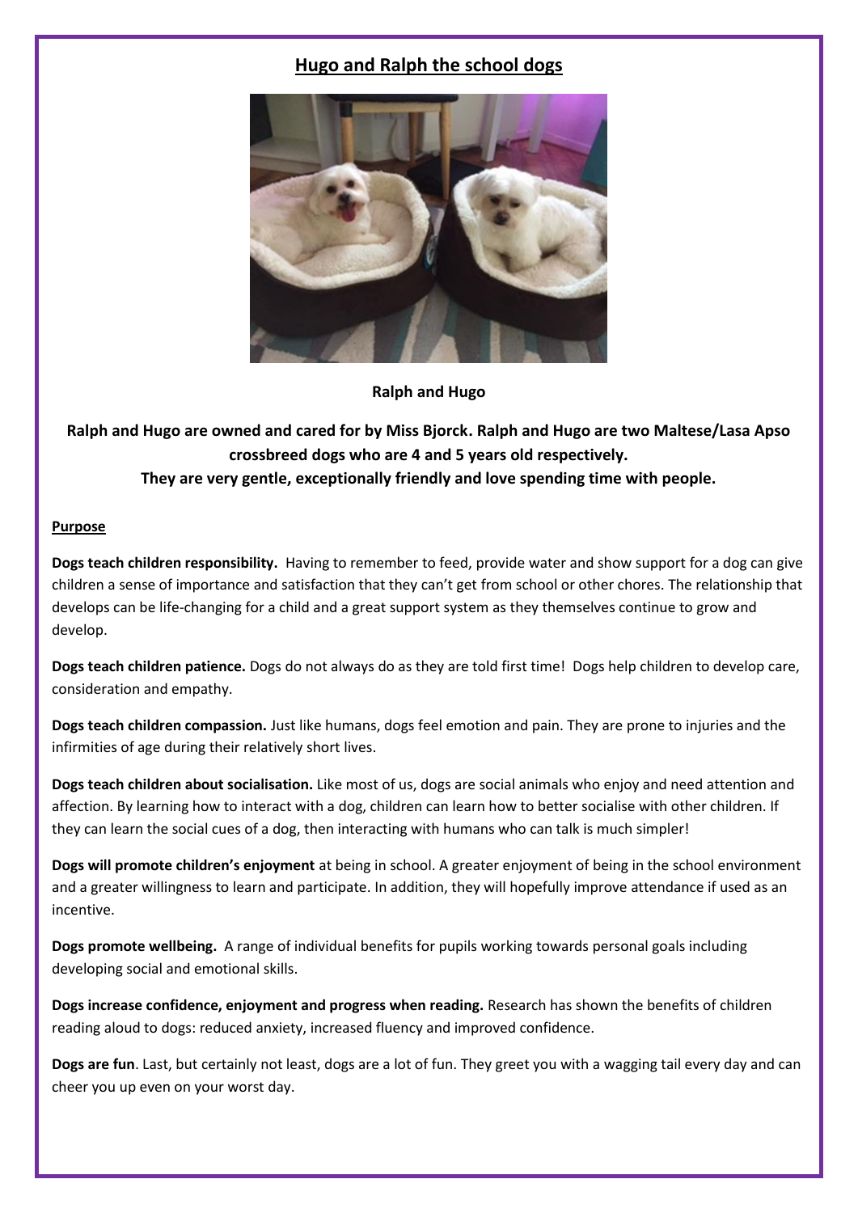# Hugo and Ralph the school dogs

**Ralph and Hugo**

**Ralph and Hugo are owned and cared for by Miss Bjorck. Ralph and Hugo are two Maltese/Lasa Apso crossbreed dogs who are 4 and 5 years old respectively.**
**They are very gentle, exceptionally friendly and love spending time with people.**

## Purpose

**Dogs teach children responsibility.** Having to remember to feed, provide water and show support for a dog can give children a sense of importance and satisfaction that they can't get from school or other chores. The relationship that develops can be life-changing for a child and a great support system as they themselves continue to grow and develop.

**Dogs teach children patience.** Dogs do not always do as they are told first time! Dogs help children to develop care, consideration and empathy.

**Dogs teach children compassion.** Just like humans, dogs feel emotion and pain. They are prone to injuries and the infirmities of age during their relatively short lives.

**Dogs teach children about socialisation.** Like most of us, dogs are social animals who enjoy and need attention and affection. By learning how to interact with a dog, children can learn how to better socialise with other children. If they can learn the social cues of a dog, then interacting with humans who can talk is much simpler!

**Dogs will promote children's enjoyment** at being in school. A greater enjoyment of being in the school environment and a greater willingness to learn and participate. In addition, they will hopefully improve attendance if used as an incentive.

**Dogs promote wellbeing.** A range of individual benefits for pupils working towards personal goals including developing social and emotional skills.

**Dogs increase confidence, enjoyment and progress when reading.** Research has shown the benefits of children reading aloud to dogs: reduced anxiety, increased fluency and improved confidence.

**Dogs are fun**. Last, but certainly not least, dogs are a lot of fun. They greet you with a wagging tail every day and can cheer you up even on your worst day.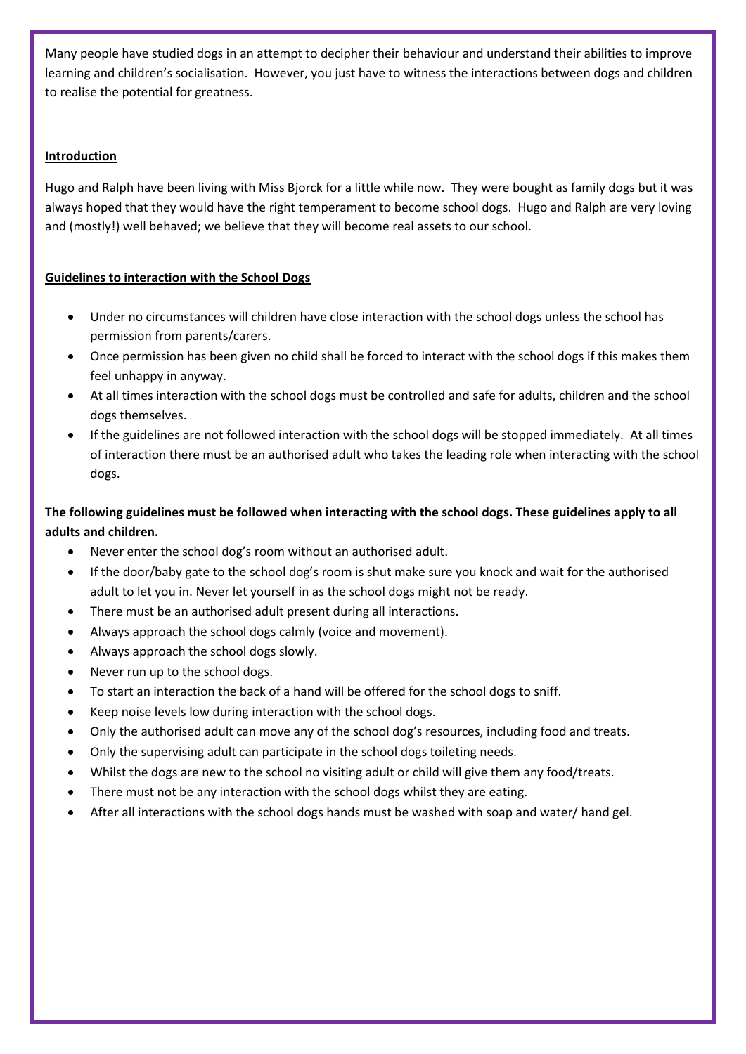Many people have studied dogs in an attempt to decipher their behaviour and understand their abilities to improve learning and children's socialisation. However, you just have to witness the interactions between dogs and children to realise the potential for greatness.

## Introduction

Hugo and Ralph have been living with Miss Bjorck for a little while now. They were bought as family dogs but it was always hoped that they would have the right temperament to become school dogs. Hugo and Ralph are very loving and (mostly!) well behaved; we believe that they will become real assets to our school.

## Guidelines to interaction with the School Dogs

- Under no circumstances will children have close interaction with the school dogs unless the school has permission from parents/carers.
- Once permission has been given no child shall be forced to interact with the school dogs if this makes them feel unhappy in anyway.
- At all times interaction with the school dogs must be controlled and safe for adults, children and the school dogs themselves.
- If the guidelines are not followed interaction with the school dogs will be stopped immediately. At all times of interaction there must be an authorised adult who takes the leading role when interacting with the school dogs.

**The following guidelines must be followed when interacting with the school dogs. These guidelines apply to all adults and children.**

- Never enter the school dog's room without an authorised adult.
- If the door/baby gate to the school dog's room is shut make sure you knock and wait for the authorised adult to let you in. Never let yourself in as the school dogs might not be ready.
- There must be an authorised adult present during all interactions.
- Always approach the school dogs calmly (voice and movement).
- Always approach the school dogs slowly.
- Never run up to the school dogs.
- To start an interaction the back of a hand will be offered for the school dogs to sniff.
- Keep noise levels low during interaction with the school dogs.
- Only the authorised adult can move any of the school dog's resources, including food and treats.
- Only the supervising adult can participate in the school dogs toileting needs.
- Whilst the dogs are new to the school no visiting adult or child will give them any food/treats.
- There must not be any interaction with the school dogs whilst they are eating.
- After all interactions with the school dogs hands must be washed with soap and water/ hand gel.